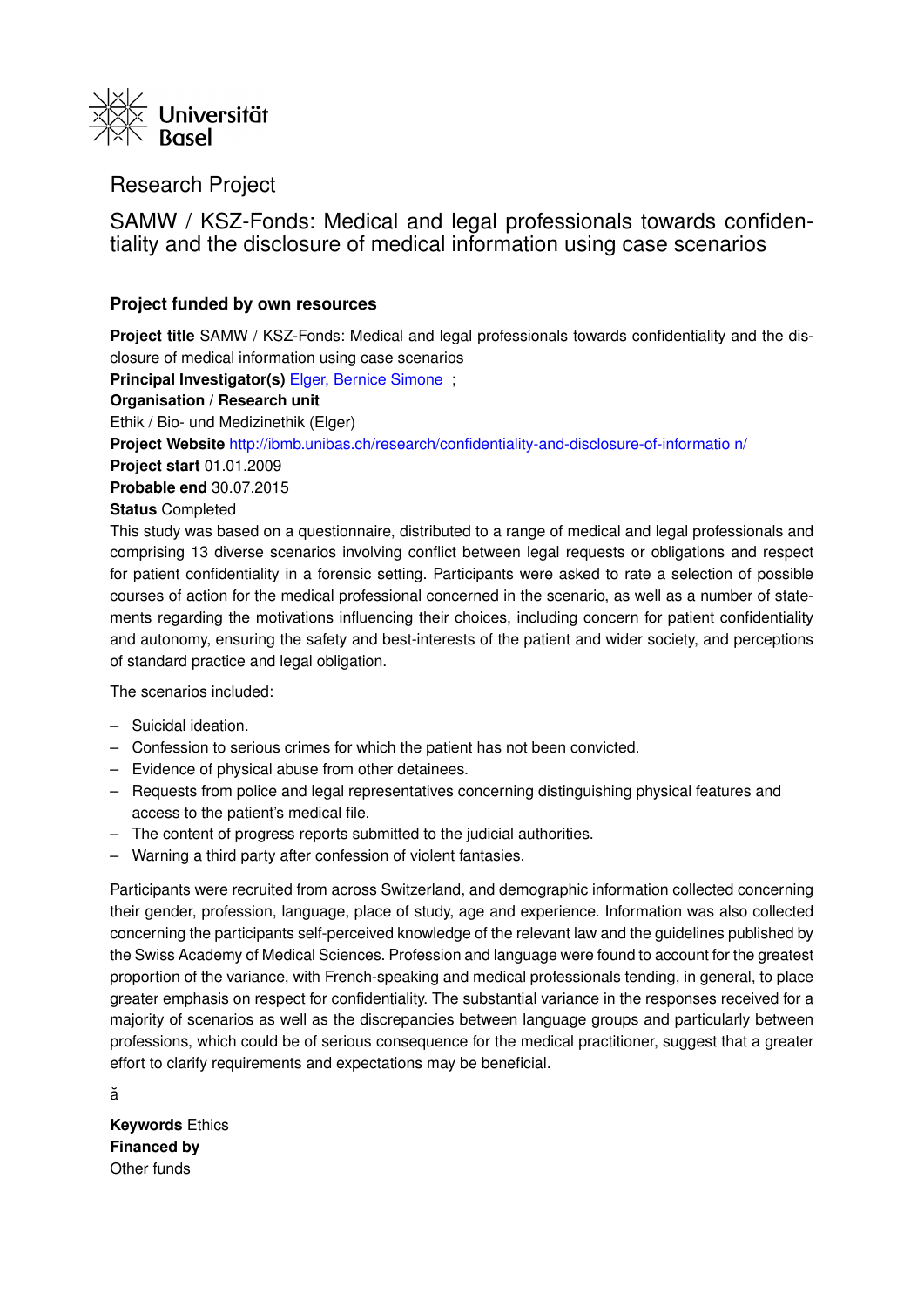Universität Basel

# Research Project

## SAMW / KSZ-Fonds: Medical and legal professionals towards confidentiality and the disclosure of medical information using case scenarios

### Project funded by own resources

**Project title** SAMW / KSZ-Fonds: Medical and legal professionals towards confidentiality and the disclosure of medical information using case scenarios
**Principal Investigator(s)** Elger, Bernice Simone ;
**Organisation / Research unit**
Ethik / Bio- und Medizinethik (Elger)
**Project Website** http://ibmb.unibas.ch/research/confidentiality-and-disclosure-of-informatio n/
**Project start** 01.01.2009
**Probable end** 30.07.2015
**Status** Completed

This study was based on a questionnaire, distributed to a range of medical and legal professionals and comprising 13 diverse scenarios involving conflict between legal requests or obligations and respect for patient confidentiality in a forensic setting. Participants were asked to rate a selection of possible courses of action for the medical professional concerned in the scenario, as well as a number of statements regarding the motivations influencing their choices, including concern for patient confidentiality and autonomy, ensuring the safety and best-interests of the patient and wider society, and perceptions of standard practice and legal obligation.

The scenarios included:

- Suicidal ideation.
- Confession to serious crimes for which the patient has not been convicted.
- Evidence of physical abuse from other detainees.
- Requests from police and legal representatives concerning distinguishing physical features and access to the patient's medical file.
- The content of progress reports submitted to the judicial authorities.
- Warning a third party after confession of violent fantasies.

Participants were recruited from across Switzerland, and demographic information collected concerning their gender, profession, language, place of study, age and experience. Information was also collected concerning the participants self-perceived knowledge of the relevant law and the guidelines published by the Swiss Academy of Medical Sciences. Profession and language were found to account for the greatest proportion of the variance, with French-speaking and medical professionals tending, in general, to place greater emphasis on respect for confidentiality. The substantial variance in the responses received for a majority of scenarios as well as the discrepancies between language groups and particularly between professions, which could be of serious consequence for the medical practitioner, suggest that a greater effort to clarify requirements and expectations may be beneficial.

ă

**Keywords** Ethics
**Financed by**
Other funds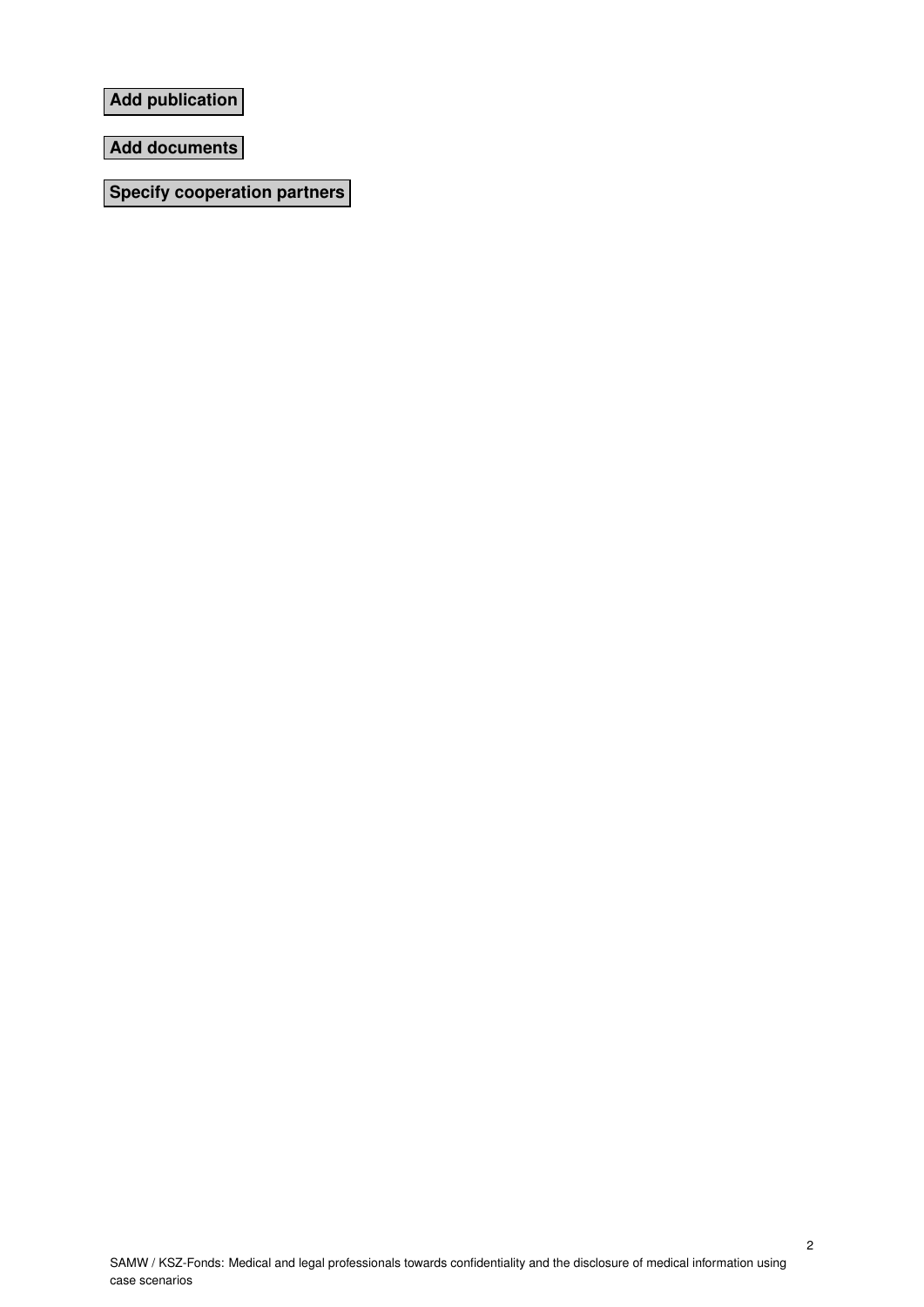**Add publication**

**Add documents**

**Specify cooperation partners**